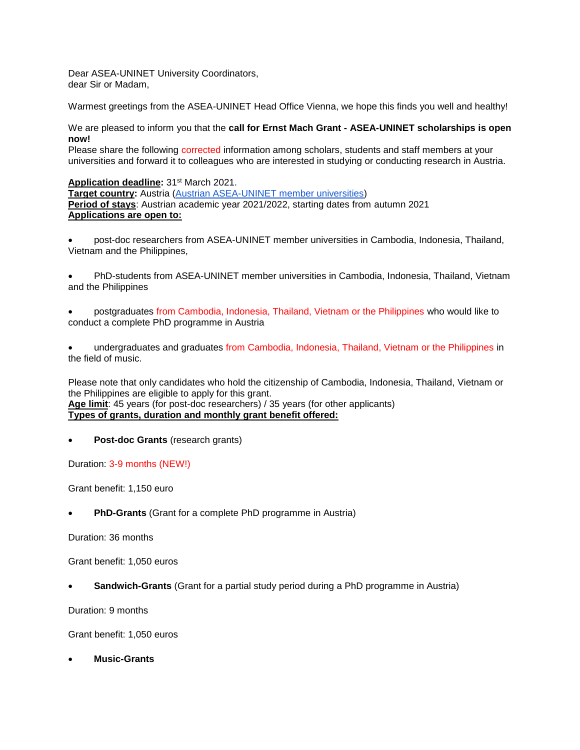Dear ASEA-UNINET University Coordinators,
dear Sir or Madam,

Warmest greetings from the ASEA-UNINET Head Office Vienna, we hope this finds you well and healthy!

We are pleased to inform you that the **call for Ernst Mach Grant - ASEA-UNINET scholarships is open now!**
Please share the following corrected information among scholars, students and staff members at your universities and forward it to colleagues who are interested in studying or conducting research in Austria.

**Application deadline:** 31st March 2021.
**Target country:** Austria (Austrian ASEA-UNINET member universities)
**Period of stays**: Austrian academic year 2021/2022, starting dates from autumn 2021
**Applications are open to:**

- post-doc researchers from ASEA-UNINET member universities in Cambodia, Indonesia, Thailand, Vietnam and the Philippines,
- PhD-students from ASEA-UNINET member universities in Cambodia, Indonesia, Thailand, Vietnam and the Philippines
- postgraduates from Cambodia, Indonesia, Thailand, Vietnam or the Philippines who would like to conduct a complete PhD programme in Austria
- undergraduates and graduates from Cambodia, Indonesia, Thailand, Vietnam or the Philippines in the field of music.

Please note that only candidates who hold the citizenship of Cambodia, Indonesia, Thailand, Vietnam or the Philippines are eligible to apply for this grant.
**Age limit**: 45 years (for post-doc researchers) / 35 years (for other applicants)
**Types of grants, duration and monthly grant benefit offered:**

- **Post-doc Grants** (research grants)

Duration: 3-9 months (NEW!)

Grant benefit: 1,150 euro

- **PhD-Grants** (Grant for a complete PhD programme in Austria)

Duration: 36 months

Grant benefit: 1,050 euros

- **Sandwich-Grants** (Grant for a partial study period during a PhD programme in Austria)

Duration: 9 months

Grant benefit: 1,050 euros

- **Music-Grants**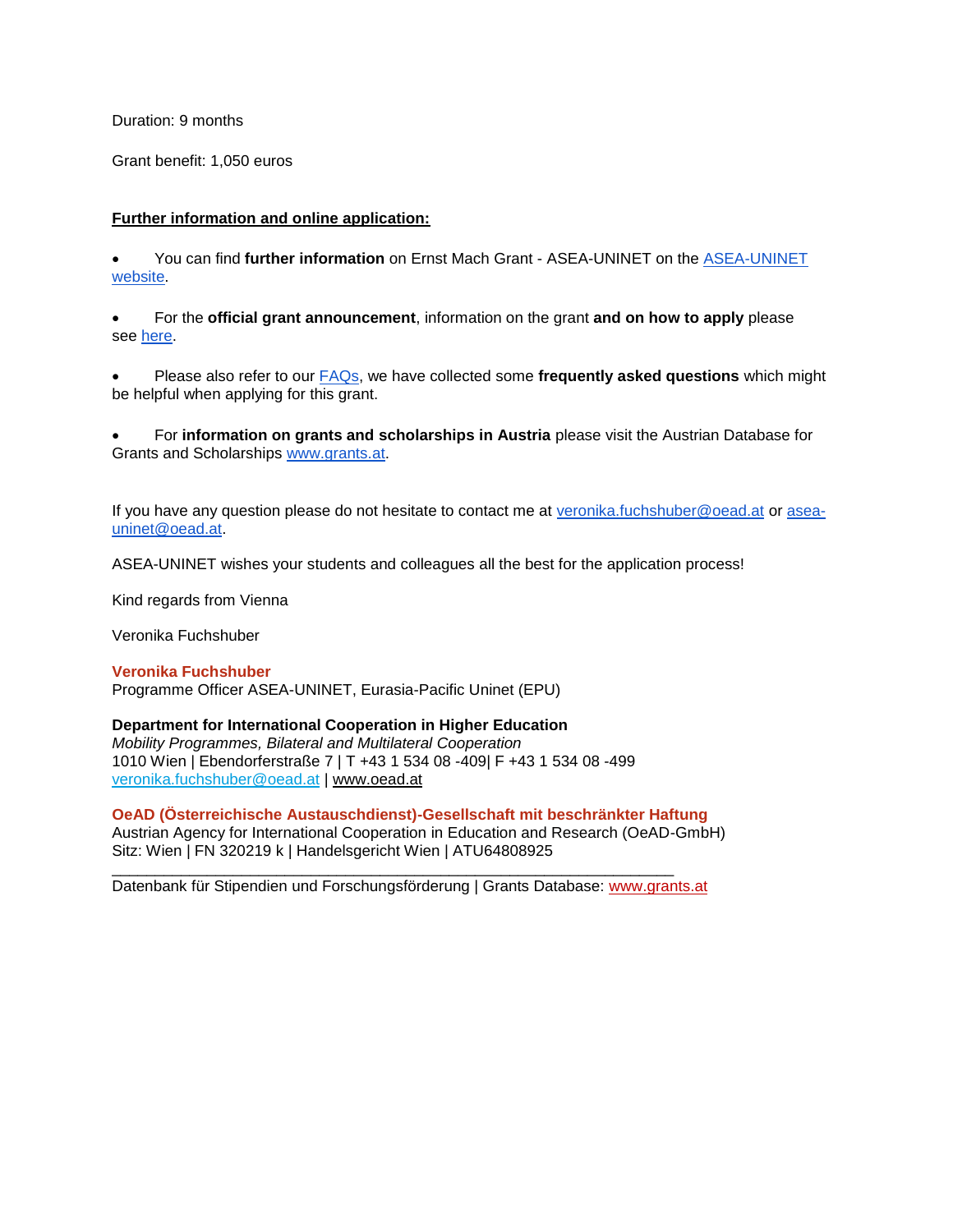Duration: 9 months

Grant benefit: 1,050 euros

**Further information and online application:**

- You can find **further information** on Ernst Mach Grant - ASEA-UNINET on the ASEA-UNINET website.

- For the **official grant announcement**, information on the grant **and on how to apply** please see here.

- Please also refer to our FAQs, we have collected some **frequently asked questions** which might be helpful when applying for this grant.

- For **information on grants and scholarships in Austria** please visit the Austrian Database for Grants and Scholarships www.grants.at.

If you have any question please do not hesitate to contact me at veronika.fuchshuber@oead.at or asea-uninet@oead.at.

ASEA-UNINET wishes your students and colleagues all the best for the application process!

Kind regards from Vienna

Veronika Fuchshuber

**Veronika Fuchshuber**
Programme Officer ASEA-UNINET, Eurasia-Pacific Uninet (EPU)

**Department for International Cooperation in Higher Education**
*Mobility Programmes, Bilateral and Multilateral Cooperation*
1010 Wien | Ebendorferstraße 7 | T +43 1 534 08 -409| F +43 1 534 08 -499
veronika.fuchshuber@oead.at | www.oead.at

**OeAD (Österreichische Austauschdienst)-Gesellschaft mit beschränkter Haftung**
Austrian Agency for International Cooperation in Education and Research (OeAD-GmbH)
Sitz: Wien | FN 320219 k | Handelsgericht Wien | ATU64808925

---

Datenbank für Stipendien und Forschungsförderung | Grants Database: www.grants.at